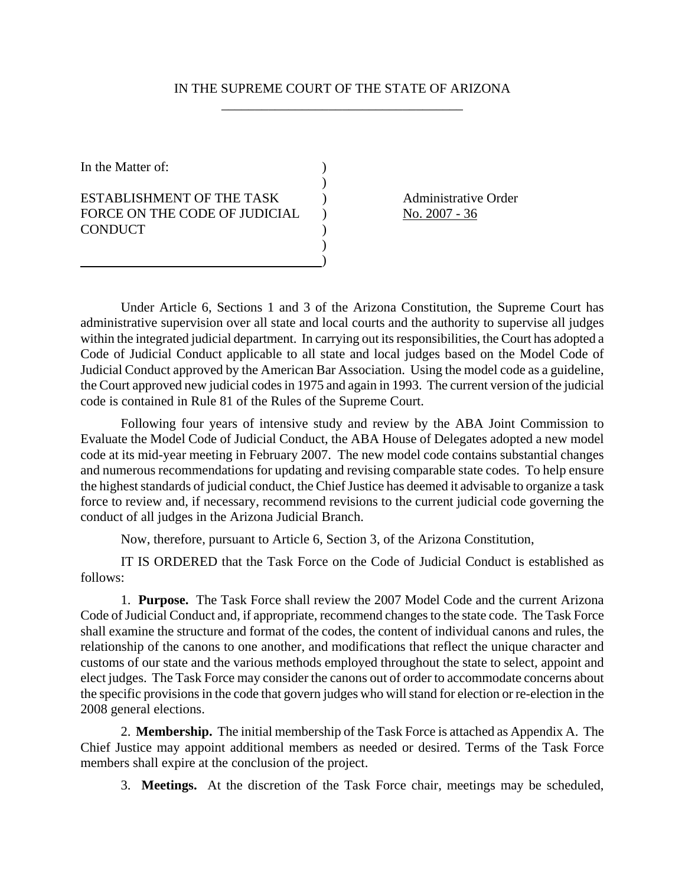IN THE SUPREME COURT OF THE STATE OF ARIZONA

| In the Matter of: | |
|---|---|
| ESTABLISHMENT OF THE TASK FORCE ON THE CODE OF JUDICIAL CONDUCT | Administrative Order No. 2007 - 36 |

Under Article 6, Sections 1 and 3 of the Arizona Constitution, the Supreme Court has administrative supervision over all state and local courts and the authority to supervise all judges within the integrated judicial department. In carrying out its responsibilities, the Court has adopted a Code of Judicial Conduct applicable to all state and local judges based on the Model Code of Judicial Conduct approved by the American Bar Association. Using the model code as a guideline, the Court approved new judicial codes in 1975 and again in 1993. The current version of the judicial code is contained in Rule 81 of the Rules of the Supreme Court.

Following four years of intensive study and review by the ABA Joint Commission to Evaluate the Model Code of Judicial Conduct, the ABA House of Delegates adopted a new model code at its mid-year meeting in February 2007. The new model code contains substantial changes and numerous recommendations for updating and revising comparable state codes. To help ensure the highest standards of judicial conduct, the Chief Justice has deemed it advisable to organize a task force to review and, if necessary, recommend revisions to the current judicial code governing the conduct of all judges in the Arizona Judicial Branch.

Now, therefore, pursuant to Article 6, Section 3, of the Arizona Constitution,

IT IS ORDERED that the Task Force on the Code of Judicial Conduct is established as follows:

1. **Purpose.** The Task Force shall review the 2007 Model Code and the current Arizona Code of Judicial Conduct and, if appropriate, recommend changes to the state code. The Task Force shall examine the structure and format of the codes, the content of individual canons and rules, the relationship of the canons to one another, and modifications that reflect the unique character and customs of our state and the various methods employed throughout the state to select, appoint and elect judges. The Task Force may consider the canons out of order to accommodate concerns about the specific provisions in the code that govern judges who will stand for election or re-election in the 2008 general elections.

2. **Membership.** The initial membership of the Task Force is attached as Appendix A. The Chief Justice may appoint additional members as needed or desired. Terms of the Task Force members shall expire at the conclusion of the project.

3. **Meetings.** At the discretion of the Task Force chair, meetings may be scheduled,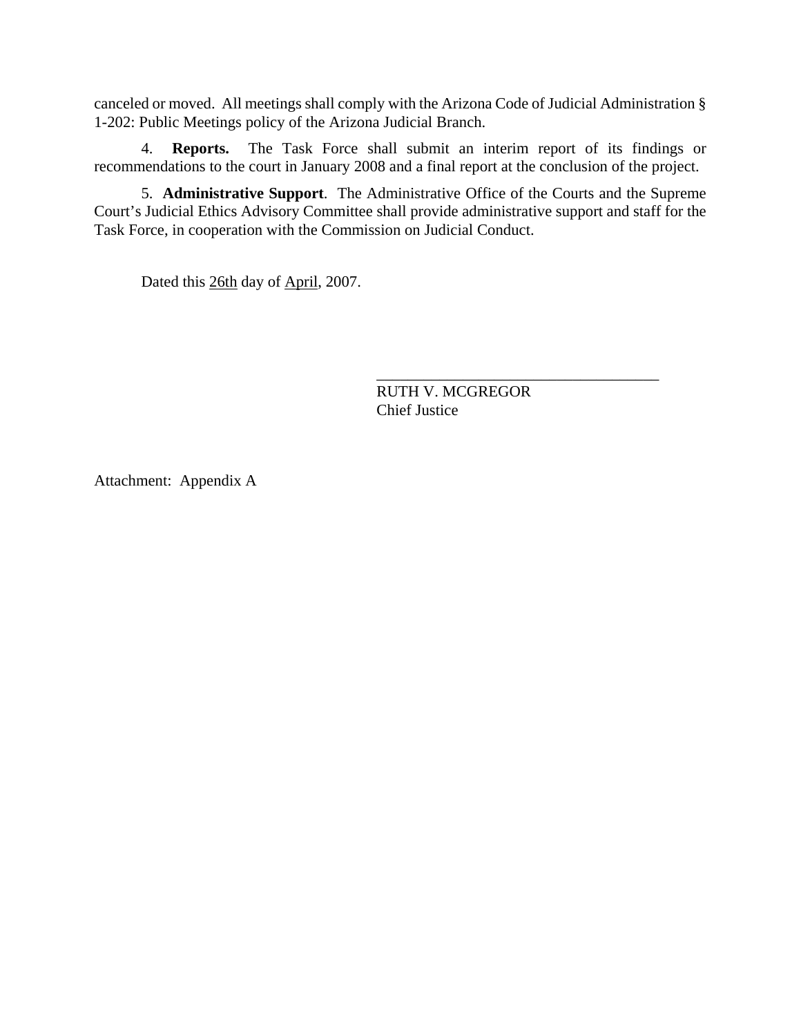canceled or moved. All meetings shall comply with the Arizona Code of Judicial Administration § 1-202: Public Meetings policy of the Arizona Judicial Branch.

4. **Reports.** The Task Force shall submit an interim report of its findings or recommendations to the court in January 2008 and a final report at the conclusion of the project.

5. **Administrative Support**. The Administrative Office of the Courts and the Supreme Court's Judicial Ethics Advisory Committee shall provide administrative support and staff for the Task Force, in cooperation with the Commission on Judicial Conduct.

Dated this 26th day of April, 2007.

\_\_\_\_\_\_\_\_\_\_\_\_\_\_\_\_\_\_\_\_\_\_\_\_\_\_\_\_\_\_\_\_\_\_\_\_

RUTH V. MCGREGOR
Chief Justice

Attachment: Appendix A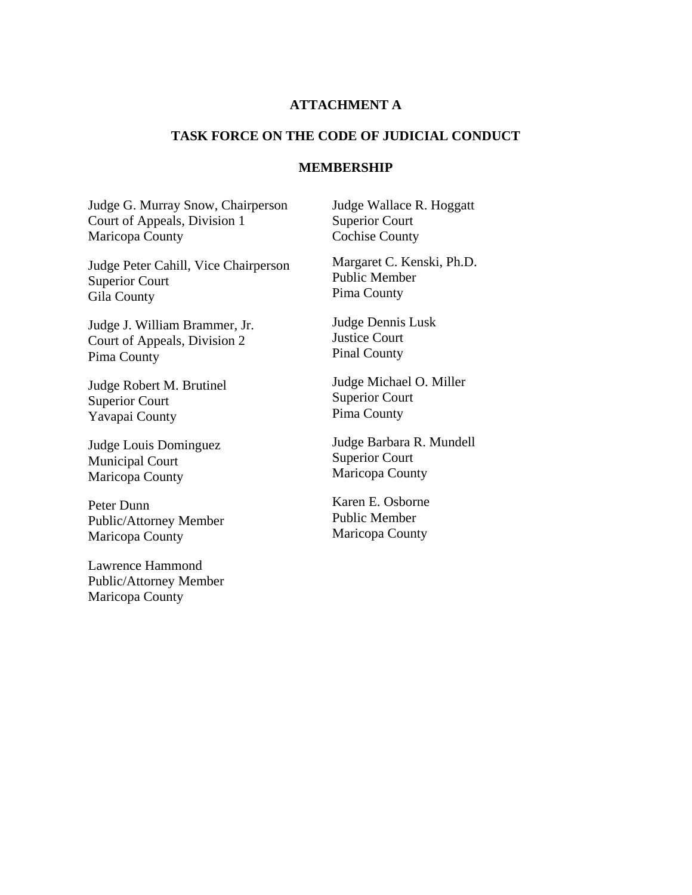**ATTACHMENT A**

**TASK FORCE ON THE CODE OF JUDICIAL CONDUCT**

**MEMBERSHIP**

Judge G. Murray Snow, Chairperson
Court of Appeals, Division 1
Maricopa County

Judge Peter Cahill, Vice Chairperson
Superior Court
Gila County

Judge J. William Brammer, Jr.
Court of Appeals, Division 2
Pima County

Judge Robert M. Brutinel
Superior Court
Yavapai County

Judge Louis Dominguez
Municipal Court
Maricopa County

Peter Dunn
Public/Attorney Member
Maricopa County

Lawrence Hammond
Public/Attorney Member
Maricopa County

Judge Wallace R. Hoggatt
Superior Court
Cochise County

Margaret C. Kenski, Ph.D.
Public Member
Pima County

Judge Dennis Lusk
Justice Court
Pinal County

Judge Michael O. Miller
Superior Court
Pima County

Judge Barbara R. Mundell
Superior Court
Maricopa County

Karen E. Osborne
Public Member
Maricopa County